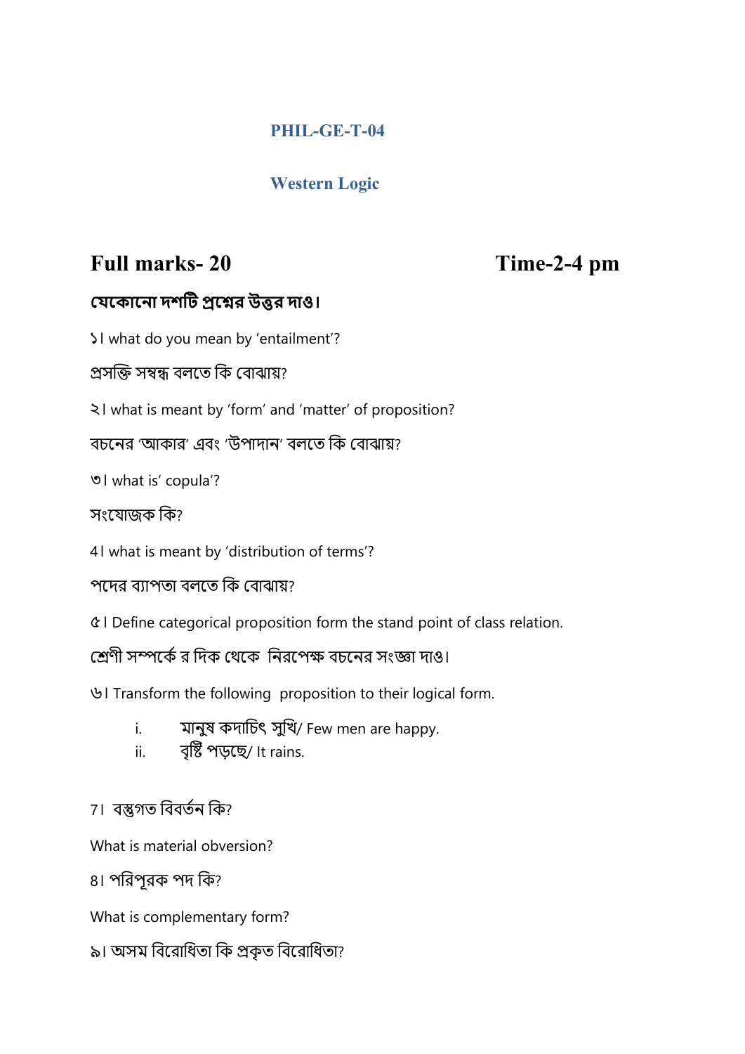## PHIL-GE-T-04

## Western Logic

**Full marks- 20** **Time-2-4 pm**

**যেকোনো দশটি প্রশ্নের উত্তর দাও।**

১। what do you mean by 'entailment'?

প্রসক্তি সম্বন্ধ বলতে কি বোঝায়?

২। what is meant by 'form' and 'matter' of proposition?

বচনের 'আকার' এবং 'উপাদান' বলতে কি বোঝায়?

৩। what is' copula'?

সংযোজক কি?

4। what is meant by 'distribution of terms'?

পদের ব্যাপতা বলতে কি বোঝায়?

৫। Define categorical proposition form the stand point of class relation.

শ্রেণী সম্পর্কে র দিক থেকে নিরপেক্ষ বচনের সংজ্ঞা দাও।

৬। Transform the following proposition to their logical form.

i. মানুষ কদাচিৎ সুখি/ Few men are happy.
ii. বৃষ্টি পড়ছে/ It rains.

7। বস্তুগত বিবর্তন কি?

What is material obversion?

8। পরিপূরক পদ কি?

What is complementary form?

৯। অসম বিরোধিতা কি প্রকৃত বিরোধিতা?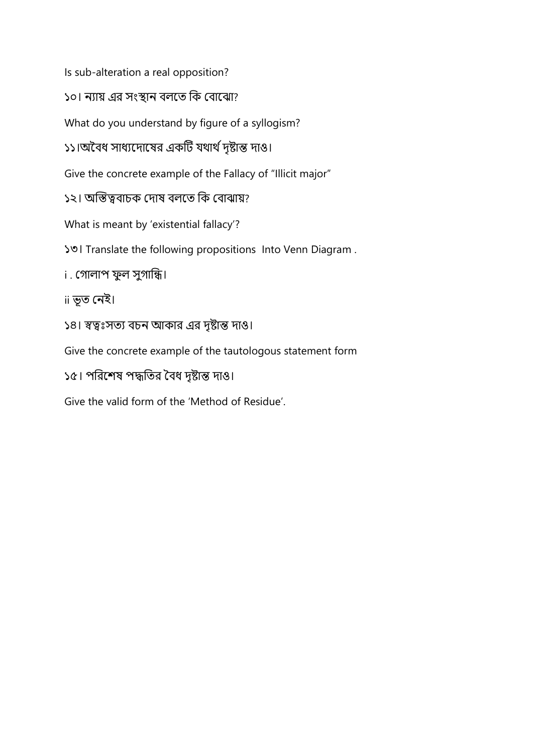Is sub-alteration a real opposition?

১০। ন্যায় এর সংস্থান বলতে কি বোঝো?

What do you understand by figure of a syllogism?

১১।অবৈধ সাধ্যদোষের একটি যথার্থ দৃষ্টান্ত দাও।

Give the concrete example of the Fallacy of "Illicit major"

১২। অস্তিত্ববাচক দোষ বলতে কি বোঝায়?

What is meant by 'existential fallacy'?

১৩। Translate the following propositions Into Venn Diagram .

i . গোলাপ ফুল সুগান্ধি।

ii ভূত নেই।

১৪। স্বত্বঃসত্য বচন আকার এর দৃষ্টান্ত দাও।

Give the concrete example of the tautologous statement form

১৫। পরিশেষ পদ্ধতির বৈধ দৃষ্টান্ত দাও।

Give the valid form of the 'Method of Residue'.